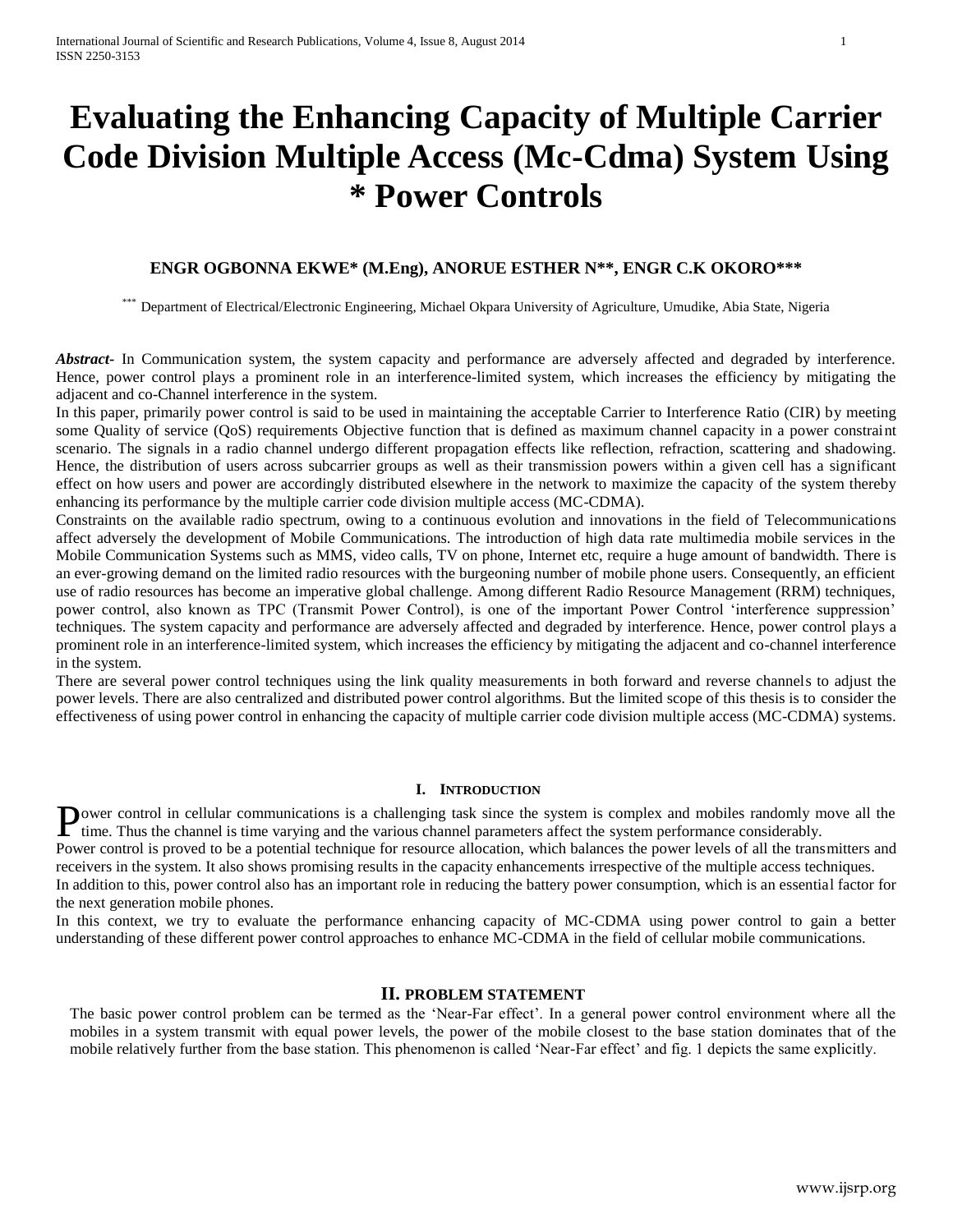# Evaluating the Enhancing Capacity of Multiple Carrier Code Division Multiple Access (Mc-Cdma) System Using * Power Controls

**ENGR OGBONNA EKWE* (M.Eng), ANORUE ESTHER N**, ENGR C.K OKORO*****

*** Department of Electrical/Electronic Engineering, Michael Okpara University of Agriculture, Umudike, Abia State, Nigeria

***Abstract***- In Communication system, the system capacity and performance are adversely affected and degraded by interference. Hence, power control plays a prominent role in an interference-limited system, which increases the efficiency by mitigating the adjacent and co-Channel interference in the system.

In this paper, primarily power control is said to be used in maintaining the acceptable Carrier to Interference Ratio (CIR) by meeting some Quality of service (QoS) requirements Objective function that is defined as maximum channel capacity in a power constraint scenario. The signals in a radio channel undergo different propagation effects like reflection, refraction, scattering and shadowing. Hence, the distribution of users across subcarrier groups as well as their transmission powers within a given cell has a significant effect on how users and power are accordingly distributed elsewhere in the network to maximize the capacity of the system thereby enhancing its performance by the multiple carrier code division multiple access (MC-CDMA).

Constraints on the available radio spectrum, owing to a continuous evolution and innovations in the field of Telecommunications affect adversely the development of Mobile Communications. The introduction of high data rate multimedia mobile services in the Mobile Communication Systems such as MMS, video calls, TV on phone, Internet etc, require a huge amount of bandwidth. There is an ever-growing demand on the limited radio resources with the burgeoning number of mobile phone users. Consequently, an efficient use of radio resources has become an imperative global challenge. Among different Radio Resource Management (RRM) techniques, power control, also known as TPC (Transmit Power Control), is one of the important Power Control 'interference suppression' techniques. The system capacity and performance are adversely affected and degraded by interference. Hence, power control plays a prominent role in an interference-limited system, which increases the efficiency by mitigating the adjacent and co-channel interference in the system.

There are several power control techniques using the link quality measurements in both forward and reverse channels to adjust the power levels. There are also centralized and distributed power control algorithms. But the limited scope of this thesis is to consider the effectiveness of using power control in enhancing the capacity of multiple carrier code division multiple access (MC-CDMA) systems.

## I. Introduction

Power control in cellular communications is a challenging task since the system is complex and mobiles randomly move all the time. Thus the channel is time varying and the various channel parameters affect the system performance considerably.

Power control is proved to be a potential technique for resource allocation, which balances the power levels of all the transmitters and receivers in the system. It also shows promising results in the capacity enhancements irrespective of the multiple access techniques.

In addition to this, power control also has an important role in reducing the battery power consumption, which is an essential factor for the next generation mobile phones.

In this context, we try to evaluate the performance enhancing capacity of MC-CDMA using power control to gain a better understanding of these different power control approaches to enhance MC-CDMA in the field of cellular mobile communications.

## II. PROBLEM STATEMENT

The basic power control problem can be termed as the 'Near-Far effect'. In a general power control environment where all the mobiles in a system transmit with equal power levels, the power of the mobile closest to the base station dominates that of the mobile relatively further from the base station. This phenomenon is called 'Near-Far effect' and fig. 1 depicts the same explicitly.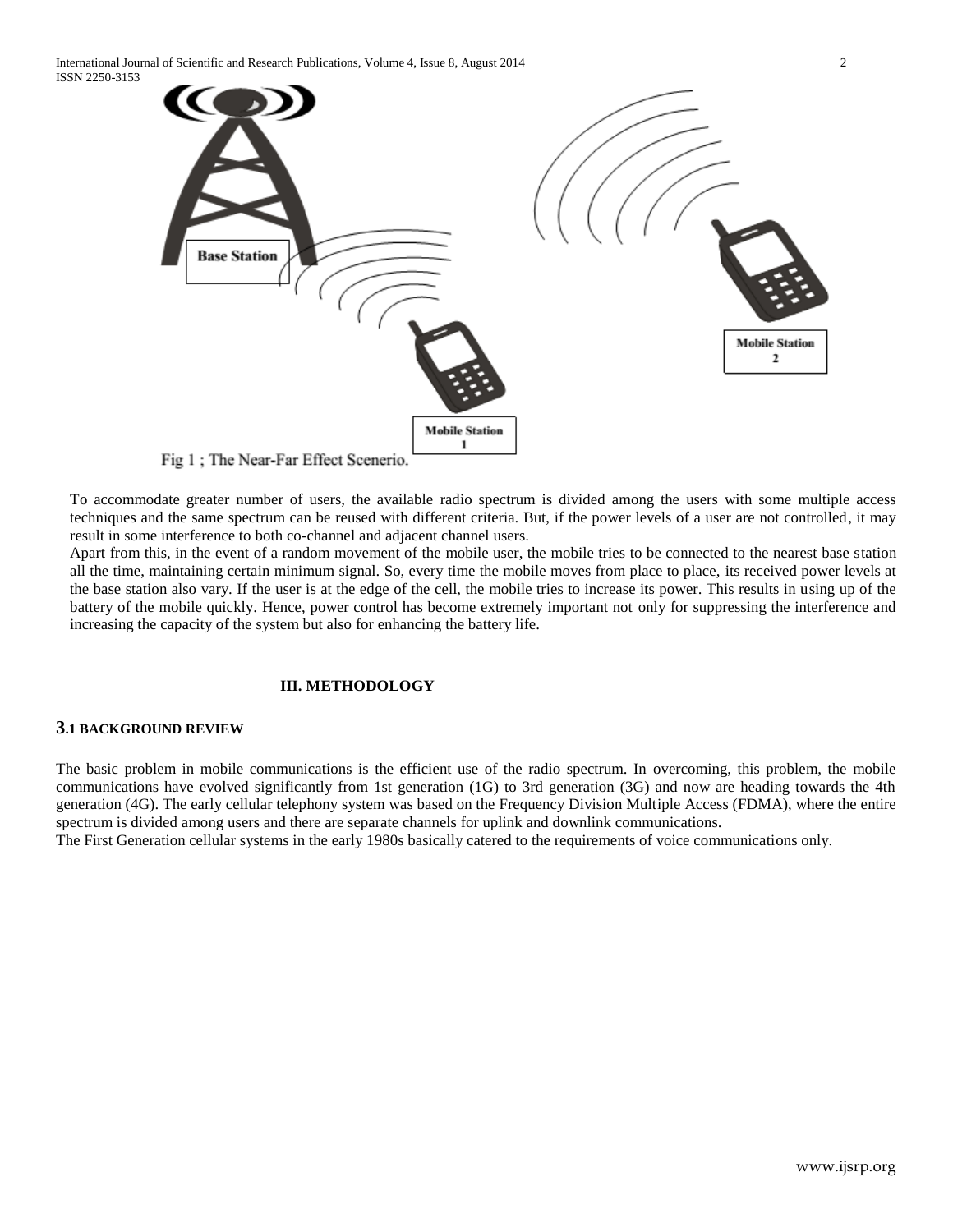Fig 1 ; The Near-Far Effect Scenerio.

To accommodate greater number of users, the available radio spectrum is divided among the users with some multiple access techniques and the same spectrum can be reused with different criteria. But, if the power levels of a user are not controlled, it may result in some interference to both co-channel and adjacent channel users.

Apart from this, in the event of a random movement of the mobile user, the mobile tries to be connected to the nearest base station all the time, maintaining certain minimum signal. So, every time the mobile moves from place to place, its received power levels at the base station also vary. If the user is at the edge of the cell, the mobile tries to increase its power. This results in using up of the battery of the mobile quickly. Hence, power control has become extremely important not only for suppressing the interference and increasing the capacity of the system but also for enhancing the battery life.

## III. METHODOLOGY

### 3.1 BACKGROUND REVIEW

The basic problem in mobile communications is the efficient use of the radio spectrum. In overcoming, this problem, the mobile communications have evolved significantly from 1st generation (1G) to 3rd generation (3G) and now are heading towards the 4th generation (4G). The early cellular telephony system was based on the Frequency Division Multiple Access (FDMA), where the entire spectrum is divided among users and there are separate channels for uplink and downlink communications.

The First Generation cellular systems in the early 1980s basically catered to the requirements of voice communications only.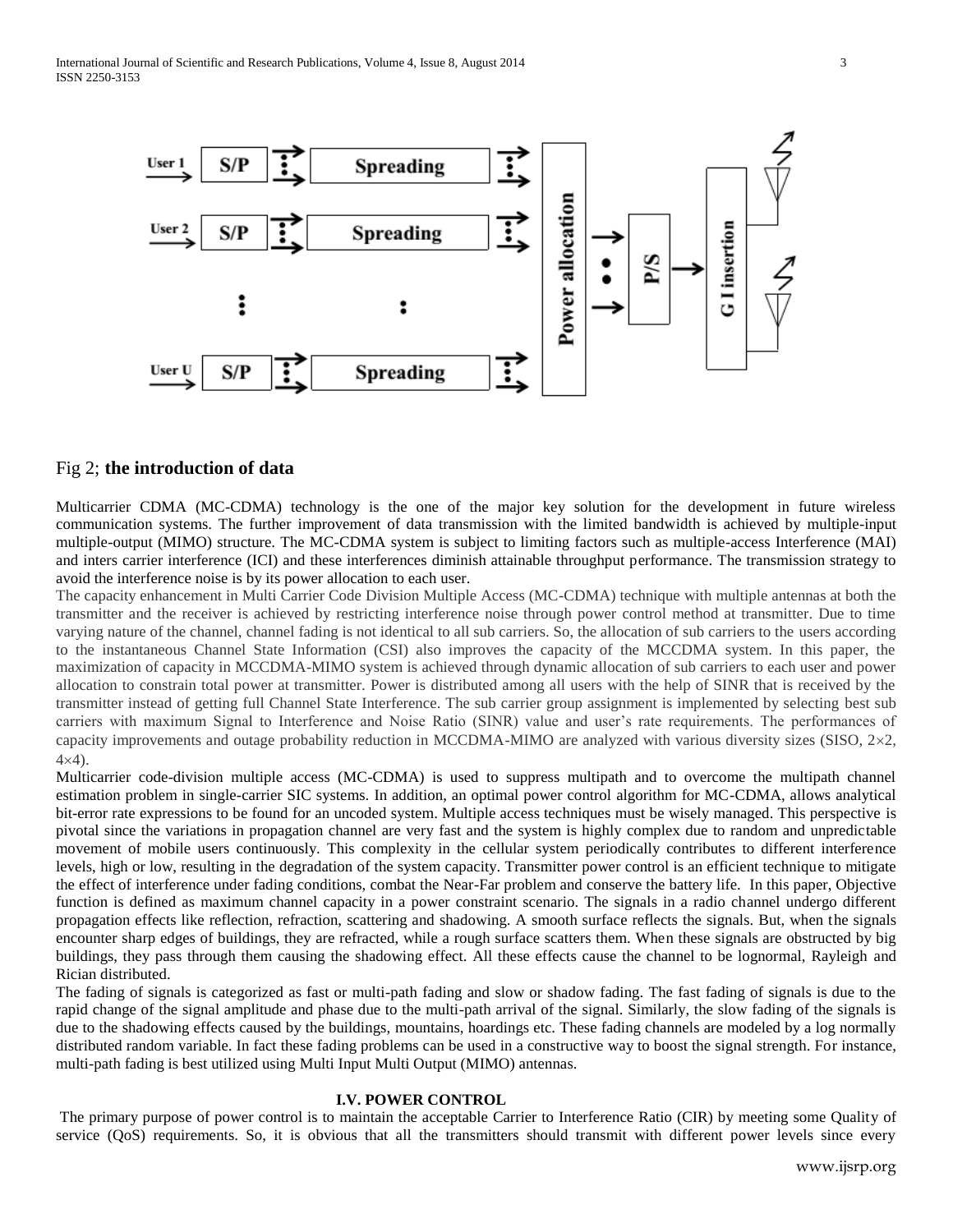Fig 2; **the introduction of data**

Multicarrier CDMA (MC-CDMA) technology is the one of the major key solution for the development in future wireless communication systems. The further improvement of data transmission with the limited bandwidth is achieved by multiple-input multiple-output (MIMO) structure. The MC-CDMA system is subject to limiting factors such as multiple-access Interference (MAI) and inters carrier interference (ICI) and these interferences diminish attainable throughput performance. The transmission strategy to avoid the interference noise is by its power allocation to each user.

The capacity enhancement in Multi Carrier Code Division Multiple Access (MC-CDMA) technique with multiple antennas at both the transmitter and the receiver is achieved by restricting interference noise through power control method at transmitter. Due to time varying nature of the channel, channel fading is not identical to all sub carriers. So, the allocation of sub carriers to the users according to the instantaneous Channel State Information (CSI) also improves the capacity of the MCCDMA system. In this paper, the maximization of capacity in MCCDMA-MIMO system is achieved through dynamic allocation of sub carriers to each user and power allocation to constrain total power at transmitter. Power is distributed among all users with the help of SINR that is received by the transmitter instead of getting full Channel State Interference. The sub carrier group assignment is implemented by selecting best sub carriers with maximum Signal to Interference and Noise Ratio (SINR) value and user's rate requirements. The performances of capacity improvements and outage probability reduction in MCCDMA-MIMO are analyzed with various diversity sizes (SISO, $2\times2$, $4\times4$).

Multicarrier code-division multiple access (MC-CDMA) is used to suppress multipath and to overcome the multipath channel estimation problem in single-carrier SIC systems. In addition, an optimal power control algorithm for MC-CDMA, allows analytical bit-error rate expressions to be found for an uncoded system. Multiple access techniques must be wisely managed. This perspective is pivotal since the variations in propagation channel are very fast and the system is highly complex due to random and unpredictable movement of mobile users continuously. This complexity in the cellular system periodically contributes to different interference levels, high or low, resulting in the degradation of the system capacity. Transmitter power control is an efficient technique to mitigate the effect of interference under fading conditions, combat the Near-Far problem and conserve the battery life. In this paper, Objective function is defined as maximum channel capacity in a power constraint scenario. The signals in a radio channel undergo different propagation effects like reflection, refraction, scattering and shadowing. A smooth surface reflects the signals. But, when the signals encounter sharp edges of buildings, they are refracted, while a rough surface scatters them. When these signals are obstructed by big buildings, they pass through them causing the shadowing effect. All these effects cause the channel to be lognormal, Rayleigh and Rician distributed.

The fading of signals is categorized as fast or multi-path fading and slow or shadow fading. The fast fading of signals is due to the rapid change of the signal amplitude and phase due to the multi-path arrival of the signal. Similarly, the slow fading of the signals is due to the shadowing effects caused by the buildings, mountains, hoardings etc. These fading channels are modeled by a log normally distributed random variable. In fact these fading problems can be used in a constructive way to boost the signal strength. For instance, multi-path fading is best utilized using Multi Input Multi Output (MIMO) antennas.

## I.V. POWER CONTROL

The primary purpose of power control is to maintain the acceptable Carrier to Interference Ratio (CIR) by meeting some Quality of service (QoS) requirements. So, it is obvious that all the transmitters should transmit with different power levels since every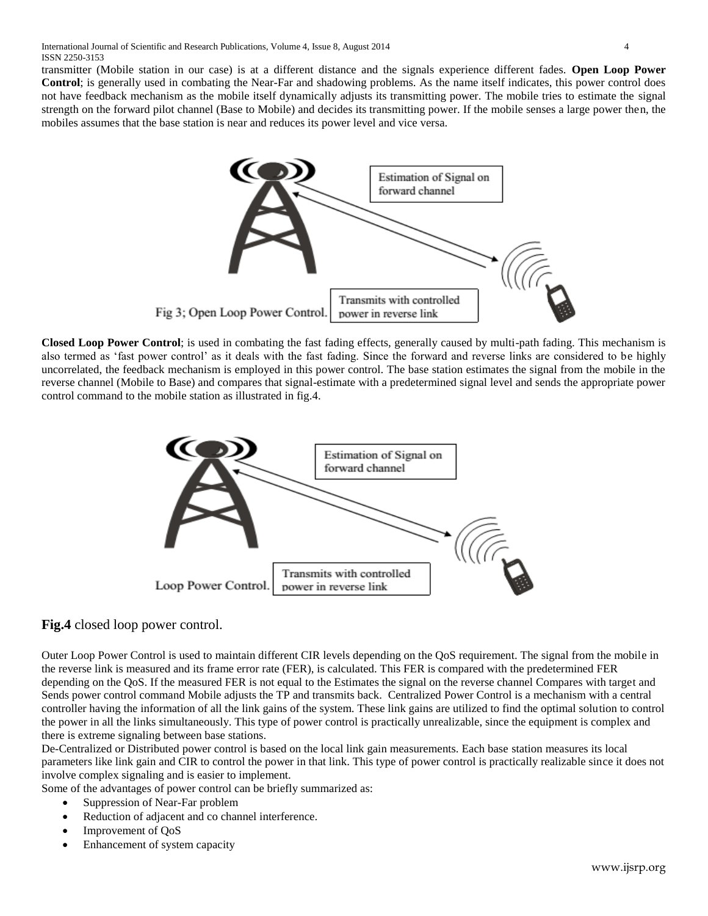transmitter (Mobile station in our case) is at a different distance and the signals experience different fades. **Open Loop Power Control**; is generally used in combating the Near-Far and shadowing problems. As the name itself indicates, this power control does not have feedback mechanism as the mobile itself dynamically adjusts its transmitting power. The mobile tries to estimate the signal strength on the forward pilot channel (Base to Mobile) and decides its transmitting power. If the mobile senses a large power then, the mobiles assumes that the base station is near and reduces its power level and vice versa.

Estimation of Signal on forward channel

Transmits with controlled power in reverse link

Fig 3; Open Loop Power Control.

**Closed Loop Power Control**; is used in combating the fast fading effects, generally caused by multi-path fading. This mechanism is also termed as 'fast power control' as it deals with the fast fading. Since the forward and reverse links are considered to be highly uncorrelated, the feedback mechanism is employed in this power control. The base station estimates the signal from the mobile in the reverse channel (Mobile to Base) and compares that signal-estimate with a predetermined signal level and sends the appropriate power control command to the mobile station as illustrated in fig.4.

Estimation of Signal on forward channel

Transmits with controlled power in reverse link

Loop Power Control.

**Fig.4** closed loop power control.

Outer Loop Power Control is used to maintain different CIR levels depending on the QoS requirement. The signal from the mobile in the reverse link is measured and its frame error rate (FER), is calculated. This FER is compared with the predetermined FER depending on the QoS. If the measured FER is not equal to the Estimates the signal on the reverse channel Compares with target and Sends power control command Mobile adjusts the TP and transmits back. Centralized Power Control is a mechanism with a central controller having the information of all the link gains of the system. These link gains are utilized to find the optimal solution to control the power in all the links simultaneously. This type of power control is practically unrealizable, since the equipment is complex and there is extreme signaling between base stations.

De-Centralized or Distributed power control is based on the local link gain measurements. Each base station measures its local parameters like link gain and CIR to control the power in that link. This type of power control is practically realizable since it does not involve complex signaling and is easier to implement.

Some of the advantages of power control can be briefly summarized as:

- Suppression of Near-Far problem
- Reduction of adjacent and co channel interference.
- Improvement of QoS
- Enhancement of system capacity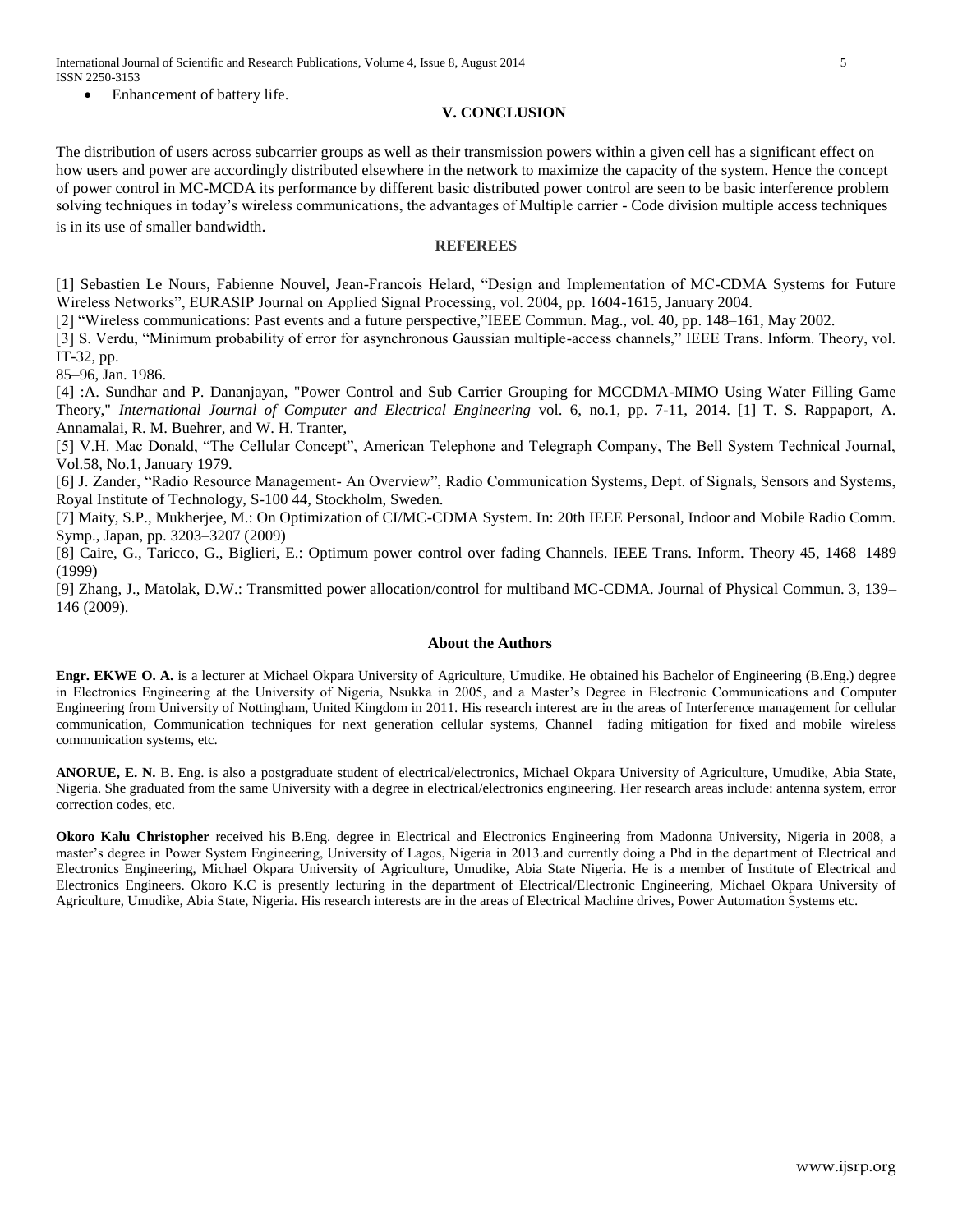- Enhancement of battery life.

## V. CONCLUSION

The distribution of users across subcarrier groups as well as their transmission powers within a given cell has a significant effect on how users and power are accordingly distributed elsewhere in the network to maximize the capacity of the system. Hence the concept of power control in MC-MCDA its performance by different basic distributed power control are seen to be basic interference problem solving techniques in today's wireless communications, the advantages of Multiple carrier - Code division multiple access techniques is in its use of smaller bandwidth.

## REFEREES

[1] Sebastien Le Nours, Fabienne Nouvel, Jean-Francois Helard, "Design and Implementation of MC-CDMA Systems for Future Wireless Networks", EURASIP Journal on Applied Signal Processing, vol. 2004, pp. 1604-1615, January 2004.

[2] "Wireless communications: Past events and a future perspective,"IEEE Commun. Mag., vol. 40, pp. 148–161, May 2002.

[3] S. Verdu, "Minimum probability of error for asynchronous Gaussian multiple-access channels," IEEE Trans. Inform. Theory, vol. IT-32, pp.
85–96, Jan. 1986.

[4] :A. Sundhar and P. Dananjayan, "Power Control and Sub Carrier Grouping for MCCDMA-MIMO Using Water Filling Game Theory," *International Journal of Computer and Electrical Engineering* vol. 6, no.1, pp. 7-11, 2014. [1] T. S. Rappaport, A. Annamalai, R. M. Buehrer, and W. H. Tranter,

[5] V.H. Mac Donald, "The Cellular Concept", American Telephone and Telegraph Company, The Bell System Technical Journal, Vol.58, No.1, January 1979.

[6] J. Zander, "Radio Resource Management- An Overview", Radio Communication Systems, Dept. of Signals, Sensors and Systems, Royal Institute of Technology, S-100 44, Stockholm, Sweden.

[7] Maity, S.P., Mukherjee, M.: On Optimization of CI/MC-CDMA System. In: 20th IEEE Personal, Indoor and Mobile Radio Comm. Symp., Japan, pp. 3203–3207 (2009)

[8] Caire, G., Taricco, G., Biglieri, E.: Optimum power control over fading Channels. IEEE Trans. Inform. Theory 45, 1468–1489 (1999)

[9] Zhang, J., Matolak, D.W.: Transmitted power allocation/control for multiband MC-CDMA. Journal of Physical Commun. 3, 139–146 (2009).

### About the Authors

**Engr. EKWE O. A.** is a lecturer at Michael Okpara University of Agriculture, Umudike. He obtained his Bachelor of Engineering (B.Eng.) degree in Electronics Engineering at the University of Nigeria, Nsukka in 2005, and a Master's Degree in Electronic Communications and Computer Engineering from University of Nottingham, United Kingdom in 2011. His research interest are in the areas of Interference management for cellular communication, Communication techniques for next generation cellular systems, Channel fading mitigation for fixed and mobile wireless communication systems, etc.

**ANORUE, E. N.** B. Eng. is also a postgraduate student of electrical/electronics, Michael Okpara University of Agriculture, Umudike, Abia State, Nigeria. She graduated from the same University with a degree in electrical/electronics engineering. Her research areas include: antenna system, error correction codes, etc.

**Okoro Kalu Christopher** received his B.Eng. degree in Electrical and Electronics Engineering from Madonna University, Nigeria in 2008, a master's degree in Power System Engineering, University of Lagos, Nigeria in 2013.and currently doing a Phd in the department of Electrical and Electronics Engineering, Michael Okpara University of Agriculture, Umudike, Abia State Nigeria. He is a member of Institute of Electrical and Electronics Engineers. Okoro K.C is presently lecturing in the department of Electrical/Electronic Engineering, Michael Okpara University of Agriculture, Umudike, Abia State, Nigeria. His research interests are in the areas of Electrical Machine drives, Power Automation Systems etc.